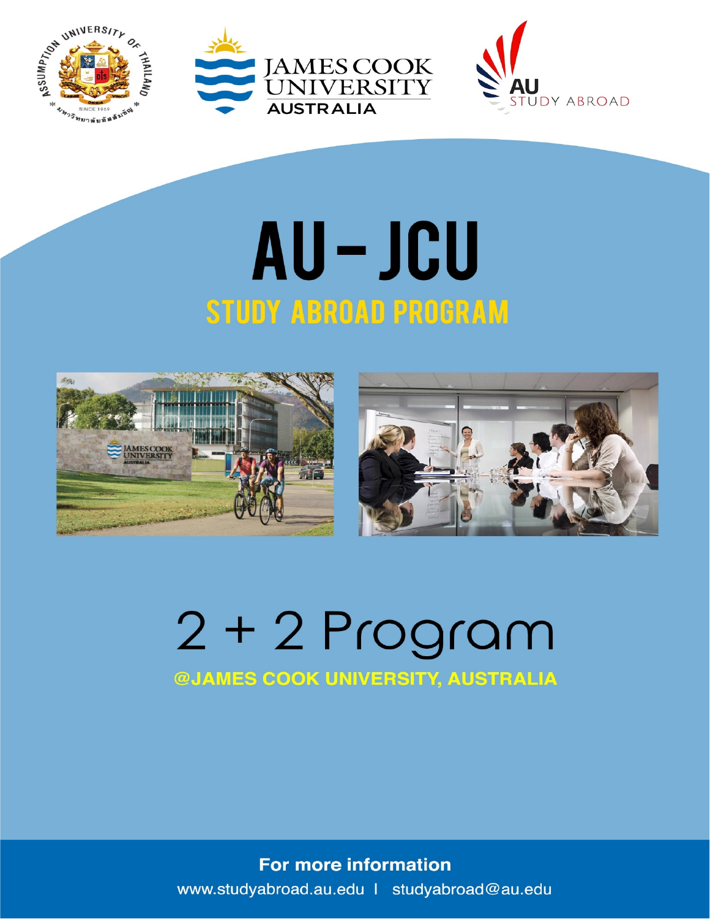# AU – JCU

## STUDY ABROAD PROGRAM

# 2 + 2 Program

**@JAMES COOK UNIVERSITY, AUSTRALIA**

**For more information**

www.studyabroad.au.edu | studyabroad@au.edu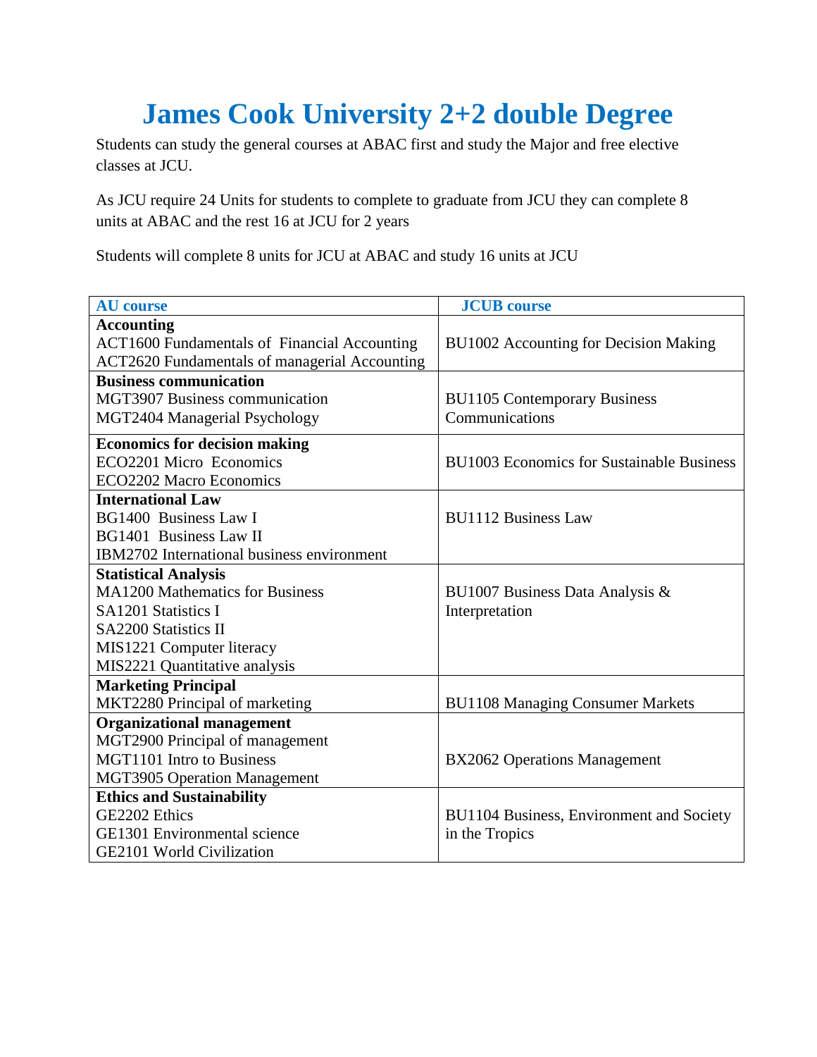# James Cook University 2+2 double Degree

Students can study the general courses at ABAC first and study the Major and free elective classes at JCU.

As JCU require 24 Units for students to complete to graduate from JCU they can complete 8 units at ABAC and the rest 16 at JCU for 2 years

Students will complete 8 units for JCU at ABAC and study 16 units at JCU

| AU course | JCUB course |
| --- | --- |
| **Accounting**<br>ACT1600 Fundamentals of Financial Accounting<br>ACT2620 Fundamentals of managerial Accounting | BU1002 Accounting for Decision Making |
| **Business communication**<br>MGT3907 Business communication<br>MGT2404 Managerial Psychology | BU1105 Contemporary Business Communications |
| **Economics for decision making**<br>ECO2201 Micro Economics<br>ECO2202 Macro Economics | BU1003 Economics for Sustainable Business |
| **International Law**<br>BG1400 Business Law I<br>BG1401 Business Law II<br>IBM2702 International business environment | BU1112 Business Law |
| **Statistical Analysis**<br>MA1200 Mathematics for Business<br>SA1201 Statistics I<br>SA2200 Statistics II<br>MIS1221 Computer literacy<br>MIS2221 Quantitative analysis | BU1007 Business Data Analysis & Interpretation |
| **Marketing Principal**<br>MKT2280 Principal of marketing | BU1108 Managing Consumer Markets |
| **Organizational management**<br>MGT2900 Principal of management<br>MGT1101 Intro to Business<br>MGT3905 Operation Management | BX2062 Operations Management |
| **Ethics and Sustainability**<br>GE2202 Ethics<br>GE1301 Environmental science<br>GE2101 World Civilization | BU1104 Business, Environment and Society in the Tropics |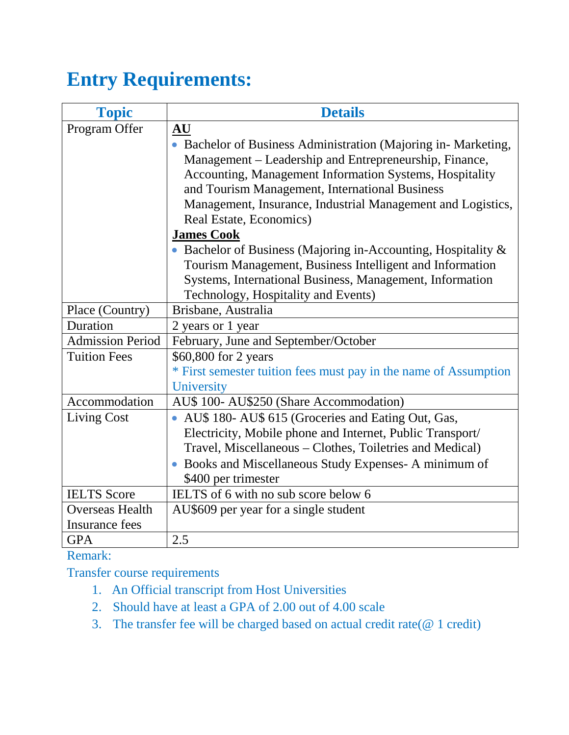# Entry Requirements:

| Topic | Details |
| --- | --- |
| Program Offer | **AU**<br>• Bachelor of Business Administration (Majoring in- Marketing, Management – Leadership and Entrepreneurship, Finance, Accounting, Management Information Systems, Hospitality and Tourism Management, International Business Management, Insurance, Industrial Management and Logistics, Real Estate, Economics)<br>**James Cook**<br>• Bachelor of Business (Majoring in-Accounting, Hospitality & Tourism Management, Business Intelligent and Information Systems, International Business, Management, Information Technology, Hospitality and Events) |
| Place (Country) | Brisbane, Australia |
| Duration | 2 years or 1 year |
| Admission Period | February, June and September/October |
| Tuition Fees | $60,800 for 2 years<br>* First semester tuition fees must pay in the name of Assumption University |
| Accommodation | AU$ 100- AU$250 (Share Accommodation) |
| Living Cost | • AU$ 180- AU$ 615 (Groceries and Eating Out, Gas, Electricity, Mobile phone and Internet, Public Transport/ Travel, Miscellaneous – Clothes, Toiletries and Medical)<br>• Books and Miscellaneous Study Expenses- A minimum of $400 per trimester |
| IELTS Score | IELTS of 6 with no sub score below 6 |
| Overseas Health Insurance fees | AU$609 per year for a single student |
| GPA | 2.5 |

Remark:

Transfer course requirements

1. An Official transcript from Host Universities
2. Should have at least a GPA of 2.00 out of 4.00 scale
3. The transfer fee will be charged based on actual credit rate(@ 1 credit)